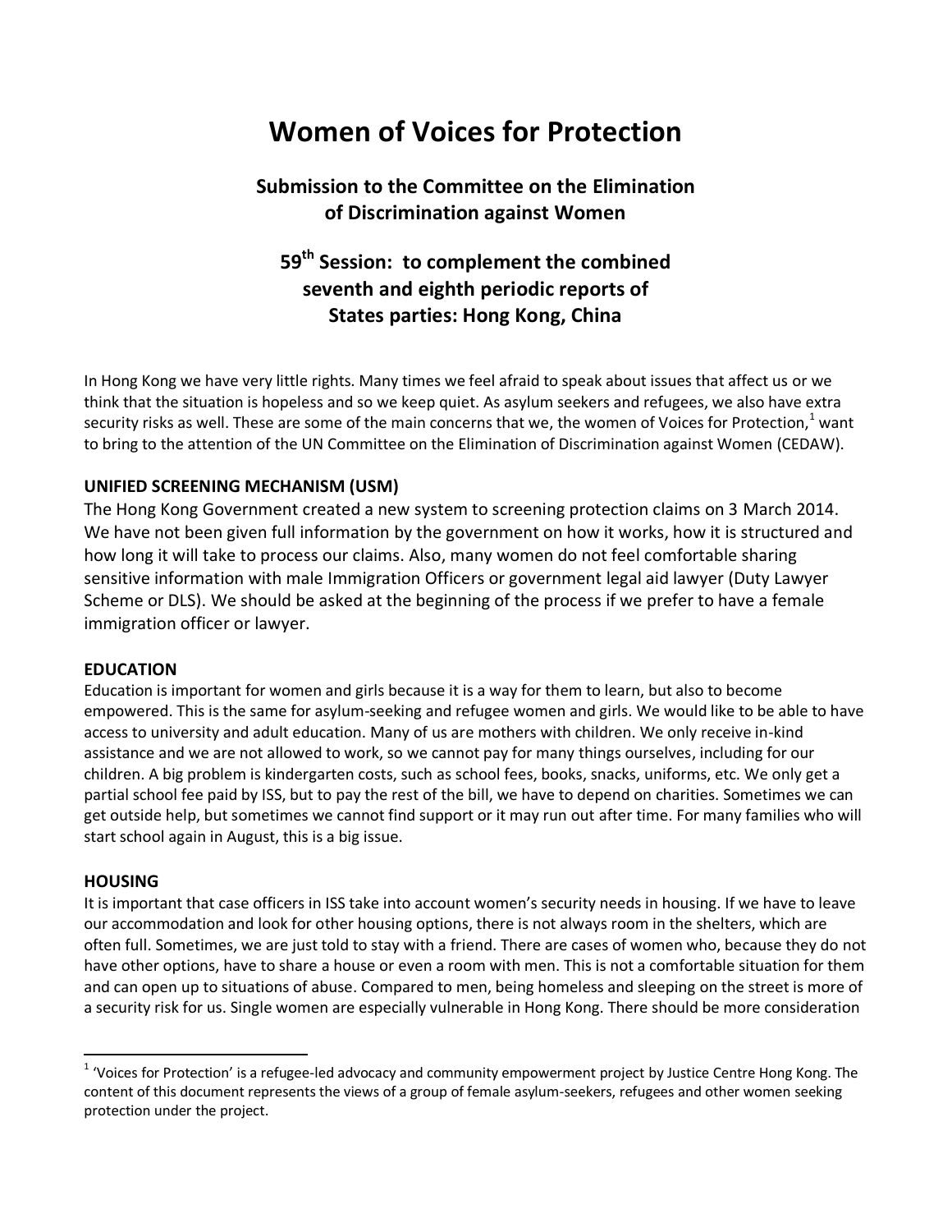# Women of Voices for Protection

## Submission to the Committee on the Elimination of Discrimination against Women

## 59th Session: to complement the combined seventh and eighth periodic reports of States parties: Hong Kong, China

In Hong Kong we have very little rights. Many times we feel afraid to speak about issues that affect us or we think that the situation is hopeless and so we keep quiet. As asylum seekers and refugees, we also have extra security risks as well. These are some of the main concerns that we, the women of Voices for Protection,[1] want to bring to the attention of the UN Committee on the Elimination of Discrimination against Women (CEDAW).

**UNIFIED SCREENING MECHANISM (USM)**

The Hong Kong Government created a new system to screening protection claims on 3 March 2014. We have not been given full information by the government on how it works, how it is structured and how long it will take to process our claims. Also, many women do not feel comfortable sharing sensitive information with male Immigration Officers or government legal aid lawyer (Duty Lawyer Scheme or DLS). We should be asked at the beginning of the process if we prefer to have a female immigration officer or lawyer.

**EDUCATION**

Education is important for women and girls because it is a way for them to learn, but also to become empowered. This is the same for asylum-seeking and refugee women and girls. We would like to be able to have access to university and adult education. Many of us are mothers with children. We only receive in-kind assistance and we are not allowed to work, so we cannot pay for many things ourselves, including for our children. A big problem is kindergarten costs, such as school fees, books, snacks, uniforms, etc. We only get a partial school fee paid by ISS, but to pay the rest of the bill, we have to depend on charities. Sometimes we can get outside help, but sometimes we cannot find support or it may run out after time. For many families who will start school again in August, this is a big issue.

**HOUSING**

It is important that case officers in ISS take into account women's security needs in housing. If we have to leave our accommodation and look for other housing options, there is not always room in the shelters, which are often full. Sometimes, we are just told to stay with a friend. There are cases of women who, because they do not have other options, have to share a house or even a room with men. This is not a comfortable situation for them and can open up to situations of abuse. Compared to men, being homeless and sleeping on the street is more of a security risk for us. Single women are especially vulnerable in Hong Kong. There should be more consideration

[1] 'Voices for Protection' is a refugee-led advocacy and community empowerment project by Justice Centre Hong Kong. The content of this document represents the views of a group of female asylum-seekers, refugees and other women seeking protection under the project.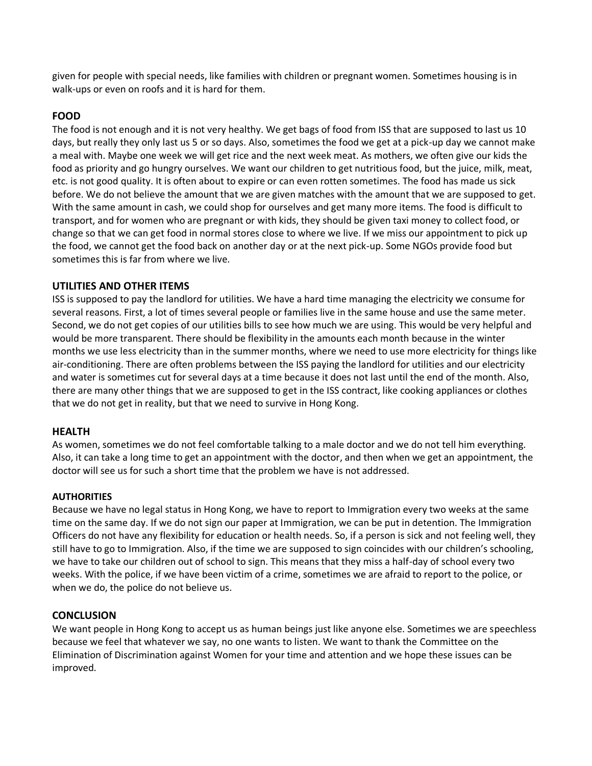given for people with special needs, like families with children or pregnant women. Sometimes housing is in walk-ups or even on roofs and it is hard for them.

## FOOD

The food is not enough and it is not very healthy. We get bags of food from ISS that are supposed to last us 10 days, but really they only last us 5 or so days. Also, sometimes the food we get at a pick-up day we cannot make a meal with. Maybe one week we will get rice and the next week meat. As mothers, we often give our kids the food as priority and go hungry ourselves. We want our children to get nutritious food, but the juice, milk, meat, etc. is not good quality. It is often about to expire or can even rotten sometimes. The food has made us sick before. We do not believe the amount that we are given matches with the amount that we are supposed to get. With the same amount in cash, we could shop for ourselves and get many more items. The food is difficult to transport, and for women who are pregnant or with kids, they should be given taxi money to collect food, or change so that we can get food in normal stores close to where we live. If we miss our appointment to pick up the food, we cannot get the food back on another day or at the next pick-up. Some NGOs provide food but sometimes this is far from where we live.

## UTILITIES AND OTHER ITEMS

ISS is supposed to pay the landlord for utilities. We have a hard time managing the electricity we consume for several reasons. First, a lot of times several people or families live in the same house and use the same meter. Second, we do not get copies of our utilities bills to see how much we are using. This would be very helpful and would be more transparent. There should be flexibility in the amounts each month because in the winter months we use less electricity than in the summer months, where we need to use more electricity for things like air-conditioning. There are often problems between the ISS paying the landlord for utilities and our electricity and water is sometimes cut for several days at a time because it does not last until the end of the month. Also, there are many other things that we are supposed to get in the ISS contract, like cooking appliances or clothes that we do not get in reality, but that we need to survive in Hong Kong.

## HEALTH

As women, sometimes we do not feel comfortable talking to a male doctor and we do not tell him everything. Also, it can take a long time to get an appointment with the doctor, and then when we get an appointment, the doctor will see us for such a short time that the problem we have is not addressed.

## AUTHORITIES

Because we have no legal status in Hong Kong, we have to report to Immigration every two weeks at the same time on the same day. If we do not sign our paper at Immigration, we can be put in detention. The Immigration Officers do not have any flexibility for education or health needs. So, if a person is sick and not feeling well, they still have to go to Immigration. Also, if the time we are supposed to sign coincides with our children's schooling, we have to take our children out of school to sign. This means that they miss a half-day of school every two weeks. With the police, if we have been victim of a crime, sometimes we are afraid to report to the police, or when we do, the police do not believe us.

## CONCLUSION

We want people in Hong Kong to accept us as human beings just like anyone else. Sometimes we are speechless because we feel that whatever we say, no one wants to listen. We want to thank the Committee on the Elimination of Discrimination against Women for your time and attention and we hope these issues can be improved.